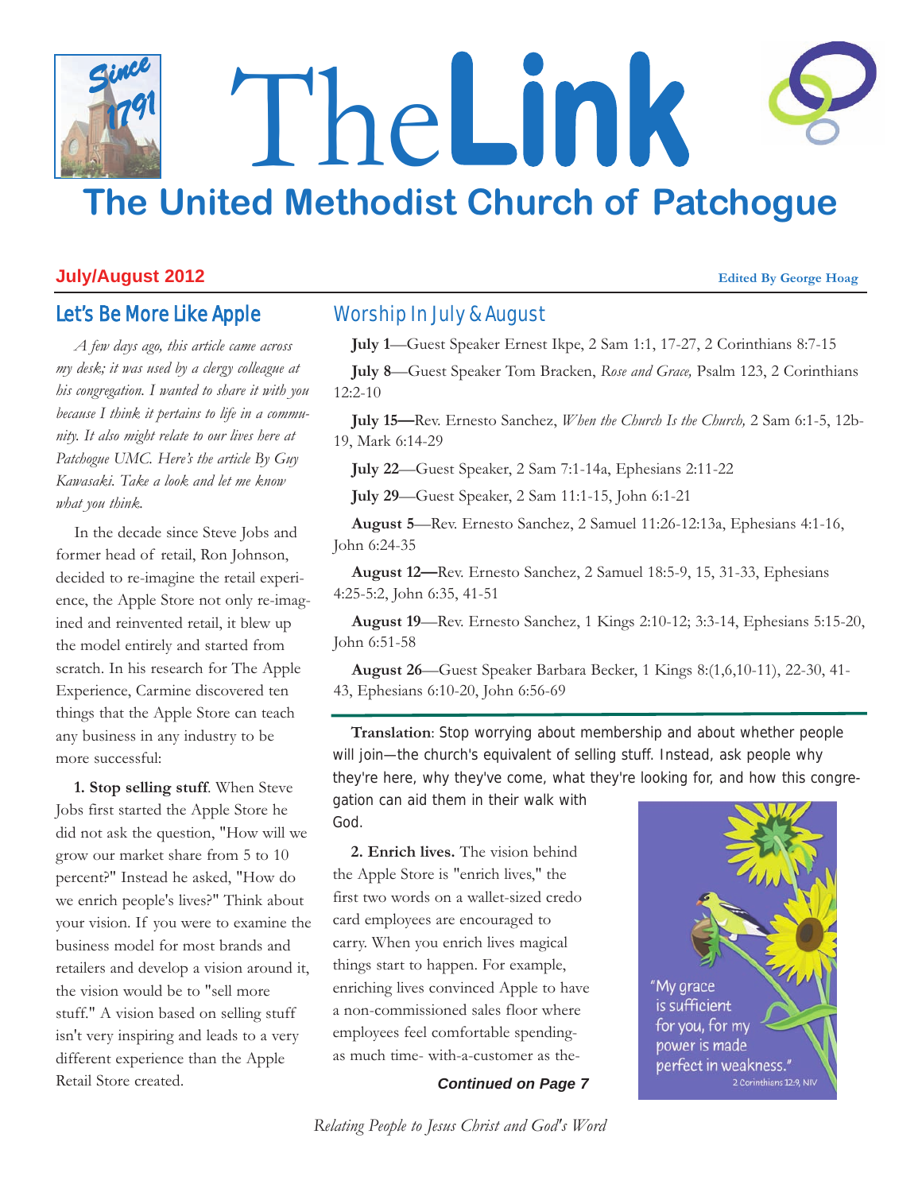# The Link

## The United Methodist Church of Patchogue

**July/August 2012** — **Edited By George Hoag**

## Let's Be More Like Apple

*A few days ago, this article came across my desk; it was used by a clergy colleague at his congregation. I wanted to share it with you because I think it pertains to life in a community. It also might relate to our lives here at Patchogue UMC. Here's the article By Guy Kawasaki. Take a look and let me know what you think.*

In the decade since Steve Jobs and former head of retail, Ron Johnson, decided to re-imagine the retail experience, the Apple Store not only re-imagined and reinvented retail, it blew up the model entirely and started from scratch. In his research for The Apple Experience, Carmine discovered ten things that the Apple Store can teach any business in any industry to be more successful:

**1. Stop selling stuff**. When Steve Jobs first started the Apple Store he did not ask the question, "How will we grow our market share from 5 to 10 percent?" Instead he asked, "How do we enrich people's lives?" Think about your vision. If you were to examine the business model for most brands and retailers and develop a vision around it, the vision would be to "sell more stuff." A vision based on selling stuff isn't very inspiring and leads to a very different experience than the Apple Retail Store created.

**Translation**: Stop worrying about membership and about whether people will join—the church's equivalent of selling stuff. Instead, ask people why they're here, why they've come, what they're looking for, and how this congregation can aid them in their walk with God.

**2. Enrich lives.** The vision behind the Apple Store is "enrich lives," the first two words on a wallet-sized credo card employees are encouraged to carry. When you enrich lives magical things start to happen. For example, enriching lives convinced Apple to have a non-commissioned sales floor where employees feel comfortable spending-as much time- with-a-customer as the-

***Continued on Page 7***

## Worship In July & August

**July 1**—Guest Speaker Ernest Ikpe, 2 Sam 1:1, 17-27, 2 Corinthians 8:7-15

**July 8**—Guest Speaker Tom Bracken, *Rose and Grace,* Psalm 123, 2 Corinthians 12:2-10

**July 15—**Rev. Ernesto Sanchez, *When the Church Is the Church,* 2 Sam 6:1-5, 12b-19, Mark 6:14-29

**July 22**—Guest Speaker, 2 Sam 7:1-14a, Ephesians 2:11-22

**July 29**—Guest Speaker, 2 Sam 11:1-15, John 6:1-21

**August 5**—Rev. Ernesto Sanchez, 2 Samuel 11:26-12:13a, Ephesians 4:1-16, John 6:24-35

**August 12—**Rev. Ernesto Sanchez, 2 Samuel 18:5-9, 15, 31-33, Ephesians 4:25-5:2, John 6:35, 41-51

**August 19**—Rev. Ernesto Sanchez, 1 Kings 2:10-12; 3:3-14, Ephesians 5:15-20, John 6:51-58

**August 26**—Guest Speaker Barbara Becker, 1 Kings 8:(1,6,10-11), 22-30, 41-43, Ephesians 6:10-20, John 6:56-69

"My grace is sufficient for you, for my power is made perfect in weakness."
2 Corinthians 12:9, NIV

*Relating People to Jesus Christ and God's Word*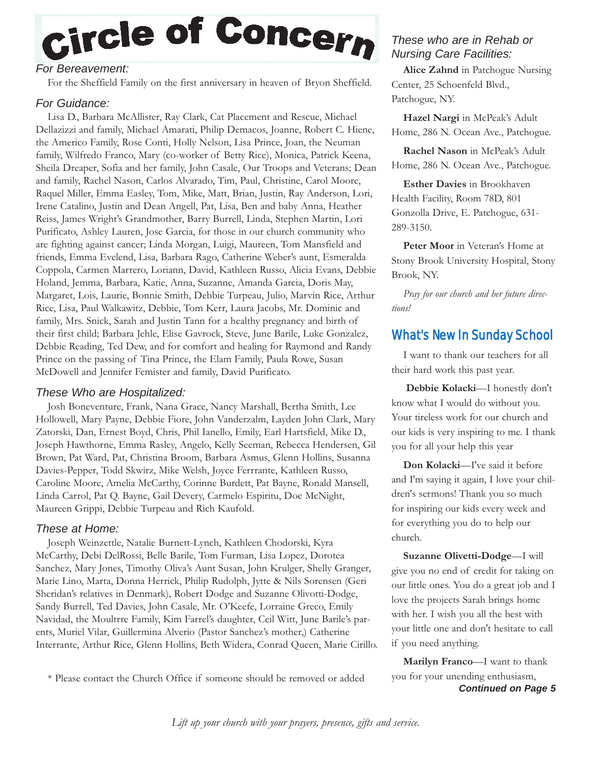# Circle of Concern

### *For Bereavement:*

For the Sheffield Family on the first anniversary in heaven of Bryon Sheffield.

### *For Guidance:*

Lisa D., Barbara McAllister, Ray Clark, Cat Placement and Rescue, Michael Dellazizzi and family, Michael Amarati, Philip Demacos, Joanne, Robert C. Hiene, the Americo Family, Rose Conti, Holly Nelson, Lisa Prince, Joan, the Neuman family, Wilfredo Franco, Mary (co-worker of Betty Rice), Monica, Patrick Keena, Sheila Dreaper, Sofia and her family, John Casale, Our Troops and Veterans; Dean and family, Rachel Nason, Carlos Alvarado, Tim, Paul, Christine, Carol Moore, Raquel Miller, Emma Easley, Tom, Mike, Matt, Brian, Justin, Ray Anderson, Lori, Irene Catalino, Justin and Dean Angell, Pat, Lisa, Ben and baby Anna, Heather Reiss, James Wright's Grandmother, Barry Burrell, Linda, Stephen Martin, Lori Purificato, Ashley Lauren, Jose Garcia, for those in our church community who are fighting against cancer; Linda Morgan, Luigi, Maureen, Tom Mansfield and friends, Emma Evelend, Lisa, Barbara Rago, Catherine Weber's aunt, Esmeralda Coppola, Carmen Marrero, Loriann, David, Kathleen Russo, Alicia Evans, Debbie Holand, Jemma, Barbara, Katie, Anna, Suzanne, Amanda Garcia, Doris May, Margaret, Lois, Laurie, Bonnie Smith, Debbie Turpeau, Julio, Marvin Rice, Arthur Rice, Lisa, Paul Walkawitz, Debbie, Tom Kerr, Laura Jacobs, Mr. Dominic and family, Mrs. Snick, Sarah and Justin Tann for a healthy pregnancy and birth of their first child; Barbara Jehle, Elise Gavrock, Steve, June Barile, Luke Gonzalez, Debbie Reading, Ted Dew, and for comfort and healing for Raymond and Randy Prince on the passing of Tina Prince, the Elam Family, Paula Rowe, Susan McDowell and Jennifer Femister and family, David Purificato.

### *These Who are Hospitalized:*

Josh Boneventure, Frank, Nana Grace, Nancy Marshall, Bertha Smith, Lee Hollowell, Mary Payne, Debbie Fiore, John Vanderzalm, Layden John Clark, Mary Zatorski, Dan, Ernest Boyd, Chris, Phil Ianello, Emily, Earl Hartsfield, Mike D., Joseph Hawthorne, Emma Rasley, Angelo, Kelly Seeman, Rebecca Hendersen, Gil Brown, Pat Ward, Pat, Christina Broom, Barbara Asmus, Glenn Hollins, Susanna Davies-Pepper, Todd Skwirz, Mike Welsh, Joyce Ferrrante, Kathleen Russo, Caroline Moore, Amelia McCarthy, Corinne Burdett, Pat Bayne, Ronald Mansell, Linda Carrol, Pat Q. Bayne, Gail Devery, Carmelo Espiritu, Doc McNight, Maureen Grippi, Debbie Turpeau and Rich Kaufold.

### *These at Home:*

Joseph Weinzettle, Natalie Burnett-Lynch, Kathleen Chodorski, Kyra McCarthy, Debi DelRossi, Belle Barile, Tom Furman, Lisa Lopez, Dorotea Sanchez, Mary Jones, Timothy Oliva's Aunt Susan, John Krulger, Shelly Granger, Marie Lino, Marta, Donna Herrick, Philip Rudolph, Jytte & Nils Sorensen (Geri Sheridan's relatives in Denmark), Robert Dodge and Suzanne Olivotti-Dodge, Sandy Burrell, Ted Davies, John Casale, Mr. O'Keefe, Lorraine Greco, Emily Navidad, the Moultrre Family, Kim Farrel's daughter, Ceil Witt, June Barile's parents, Muriel Vilar, Guillermina Alverio (Pastor Sanchez's mother,) Catherine Interrante, Arthur Rice, Glenn Hollins, Beth Widera, Conrad Queen, Marie Cirillo.

* Please contact the Church Office if someone should be removed or added

### *These who are in Rehab or Nursing Care Facilities:*

**Alice Zahnd** in Patchogue Nursing Center, 25 Schoenfeld Blvd., Patchogue, NY.

**Hazel Nargi** in McPeak's Adult Home, 286 N. Ocean Ave., Patchogue.

**Rachel Nason** in McPeak's Adult Home, 286 N. Ocean Ave., Patchogue.

**Esther Davies** in Brookhaven Health Facility, Room 78D, 801 Gonzolla Drive, E. Patchogue, 631-289-3150.

**Peter Moor** in Veteran's Home at Stony Brook University Hospital, Stony Brook, NY.

*Pray for our church and her future directions!*

## What's New In Sunday School

I want to thank our teachers for all their hard work this past year.

**Debbie Kolacki**—I honestly don't know what I would do without you. Your tireless work for our church and our kids is very inspiring to me. I thank you for all your help this year

**Don Kolacki**—I've said it before and I'm saying it again, I love your children's sermons! Thank you so much for inspiring our kids every week and for everything you do to help our church.

**Suzanne Olivetti-Dodge**—I will give you no end of credit for taking on our little ones. You do a great job and I love the projects Sarah brings home with her. I wish you all the best with your little one and don't hesitate to call if you need anything.

**Marilyn Franco**—I want to thank you for your unending enthusiasm,

***Continued on Page 5***

*Lift up your church with your prayers, presence, gifts and service.*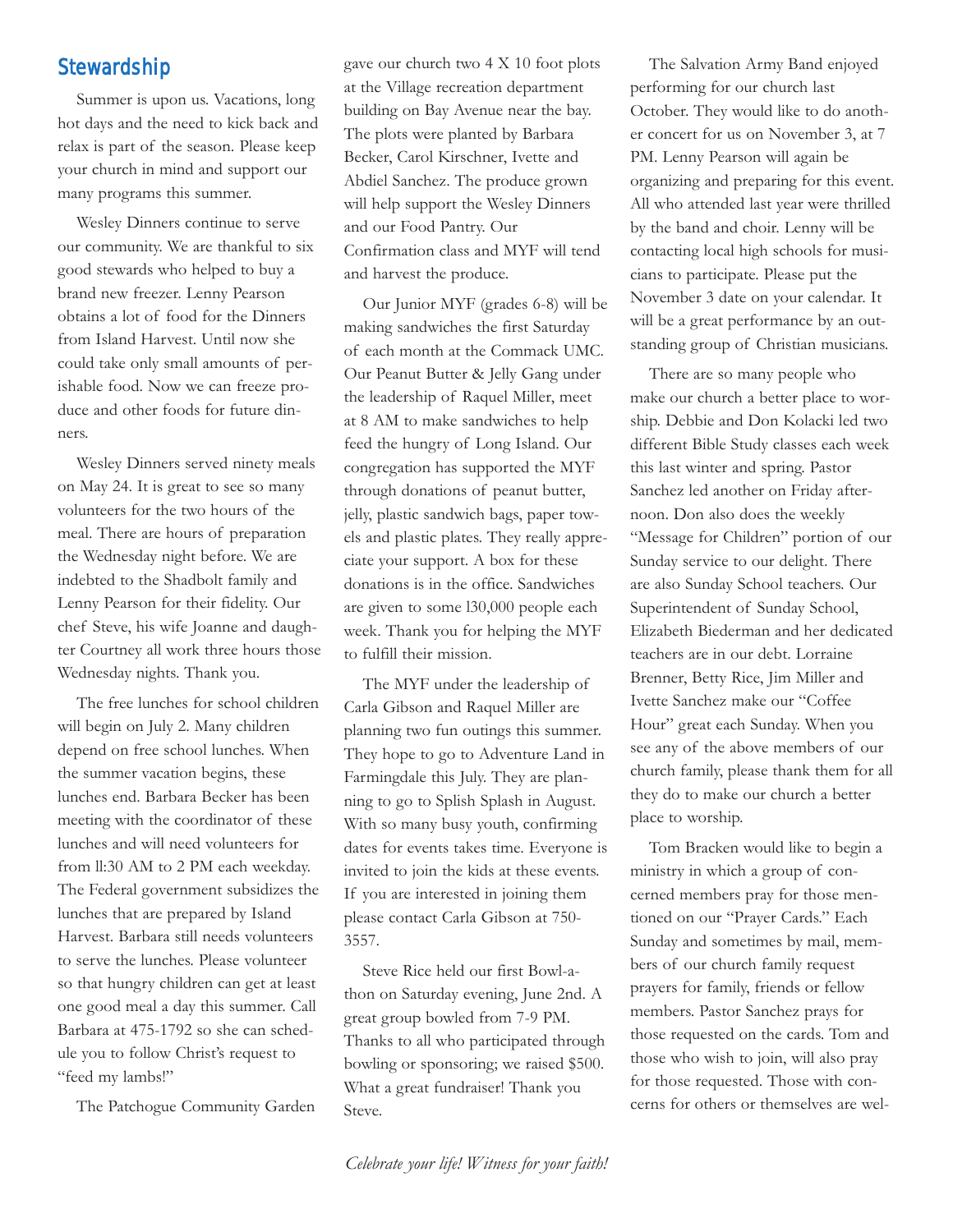## Stewardship

Summer is upon us. Vacations, long hot days and the need to kick back and relax is part of the season. Please keep your church in mind and support our many programs this summer.

Wesley Dinners continue to serve our community. We are thankful to six good stewards who helped to buy a brand new freezer. Lenny Pearson obtains a lot of food for the Dinners from Island Harvest. Until now she could take only small amounts of perishable food. Now we can freeze produce and other foods for future dinners.

Wesley Dinners served ninety meals on May 24. It is great to see so many volunteers for the two hours of the meal. There are hours of preparation the Wednesday night before. We are indebted to the Shadbolt family and Lenny Pearson for their fidelity. Our chef Steve, his wife Joanne and daughter Courtney all work three hours those Wednesday nights. Thank you.

The free lunches for school children will begin on July 2. Many children depend on free school lunches. When the summer vacation begins, these lunches end. Barbara Becker has been meeting with the coordinator of these lunches and will need volunteers for from ll:30 AM to 2 PM each weekday. The Federal government subsidizes the lunches that are prepared by Island Harvest. Barbara still needs volunteers to serve the lunches. Please volunteer so that hungry children can get at least one good meal a day this summer. Call Barbara at 475-1792 so she can schedule you to follow Christ's request to "feed my lambs!"

The Patchogue Community Garden gave our church two 4 X 10 foot plots at the Village recreation department building on Bay Avenue near the bay. The plots were planted by Barbara Becker, Carol Kirschner, Ivette and Abdiel Sanchez. The produce grown will help support the Wesley Dinners and our Food Pantry. Our Confirmation class and MYF will tend and harvest the produce.

Our Junior MYF (grades 6-8) will be making sandwiches the first Saturday of each month at the Commack UMC. Our Peanut Butter & Jelly Gang under the leadership of Raquel Miller, meet at 8 AM to make sandwiches to help feed the hungry of Long Island. Our congregation has supported the MYF through donations of peanut butter, jelly, plastic sandwich bags, paper towels and plastic plates. They really appreciate your support. A box for these donations is in the office. Sandwiches are given to some l30,000 people each week. Thank you for helping the MYF to fulfill their mission.

The MYF under the leadership of Carla Gibson and Raquel Miller are planning two fun outings this summer. They hope to go to Adventure Land in Farmingdale this July. They are planning to go to Splish Splash in August. With so many busy youth, confirming dates for events takes time. Everyone is invited to join the kids at these events. If you are interested in joining them please contact Carla Gibson at 750-3557.

Steve Rice held our first Bowl-a-thon on Saturday evening, June 2nd. A great group bowled from 7-9 PM. Thanks to all who participated through bowling or sponsoring; we raised $500. What a great fundraiser! Thank you Steve.

The Salvation Army Band enjoyed performing for our church last October. They would like to do another concert for us on November 3, at 7 PM. Lenny Pearson will again be organizing and preparing for this event. All who attended last year were thrilled by the band and choir. Lenny will be contacting local high schools for musicians to participate. Please put the November 3 date on your calendar. It will be a great performance by an outstanding group of Christian musicians.

There are so many people who make our church a better place to worship. Debbie and Don Kolacki led two different Bible Study classes each week this last winter and spring. Pastor Sanchez led another on Friday afternoon. Don also does the weekly "Message for Children" portion of our Sunday service to our delight. There are also Sunday School teachers. Our Superintendent of Sunday School, Elizabeth Biederman and her dedicated teachers are in our debt. Lorraine Brenner, Betty Rice, Jim Miller and Ivette Sanchez make our "Coffee Hour" great each Sunday. When you see any of the above members of our church family, please thank them for all they do to make our church a better place to worship.

Tom Bracken would like to begin a ministry in which a group of concerned members pray for those mentioned on our "Prayer Cards." Each Sunday and sometimes by mail, members of our church family request prayers for family, friends or fellow members. Pastor Sanchez prays for those requested on the cards. Tom and those who wish to join, will also pray for those requested. Those with concerns for others or themselves are wel-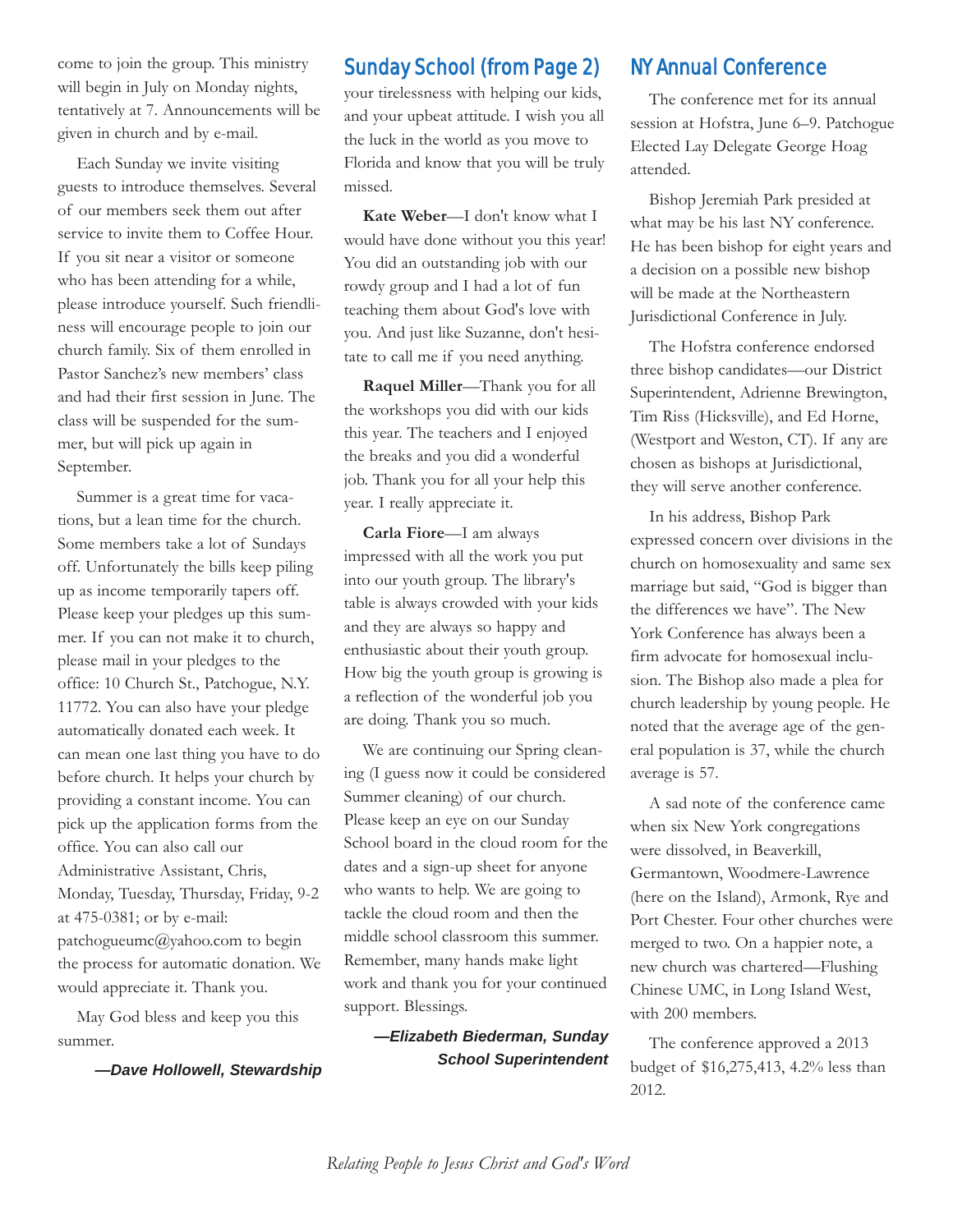come to join the group. This ministry will begin in July on Monday nights, tentatively at 7. Announcements will be given in church and by e-mail.

Each Sunday we invite visiting guests to introduce themselves. Several of our members seek them out after service to invite them to Coffee Hour. If you sit near a visitor or someone who has been attending for a while, please introduce yourself. Such friendliness will encourage people to join our church family. Six of them enrolled in Pastor Sanchez's new members' class and had their first session in June. The class will be suspended for the summer, but will pick up again in September.

Summer is a great time for vacations, but a lean time for the church. Some members take a lot of Sundays off. Unfortunately the bills keep piling up as income temporarily tapers off. Please keep your pledges up this summer. If you can not make it to church, please mail in your pledges to the office: 10 Church St., Patchogue, N.Y. 11772. You can also have your pledge automatically donated each week. It can mean one last thing you have to do before church. It helps your church by providing a constant income. You can pick up the application forms from the office. You can also call our Administrative Assistant, Chris, Monday, Tuesday, Thursday, Friday, 9-2 at 475-0381; or by e-mail: patchogueumc@yahoo.com to begin the process for automatic donation. We would appreciate it. Thank you.

May God bless and keep you this summer.

***—Dave Hollowell, Stewardship***

## Sunday School (from Page 2)

your tirelessness with helping our kids, and your upbeat attitude. I wish you all the luck in the world as you move to Florida and know that you will be truly missed.

**Kate Weber**—I don't know what I would have done without you this year! You did an outstanding job with our rowdy group and I had a lot of fun teaching them about God's love with you. And just like Suzanne, don't hesitate to call me if you need anything.

**Raquel Miller**—Thank you for all the workshops you did with our kids this year. The teachers and I enjoyed the breaks and you did a wonderful job. Thank you for all your help this year. I really appreciate it.

**Carla Fiore**—I am always impressed with all the work you put into our youth group. The library's table is always crowded with your kids and they are always so happy and enthusiastic about their youth group. How big the youth group is growing is a reflection of the wonderful job you are doing. Thank you so much.

We are continuing our Spring cleaning (I guess now it could be considered Summer cleaning) of our church. Please keep an eye on our Sunday School board in the cloud room for the dates and a sign-up sheet for anyone who wants to help. We are going to tackle the cloud room and then the middle school classroom this summer. Remember, many hands make light work and thank you for your continued support. Blessings.

***—Elizabeth Biederman, Sunday School Superintendent***

## NY Annual Conference

The conference met for its annual session at Hofstra, June 6–9. Patchogue Elected Lay Delegate George Hoag attended.

Bishop Jeremiah Park presided at what may be his last NY conference. He has been bishop for eight years and a decision on a possible new bishop will be made at the Northeastern Jurisdictional Conference in July.

The Hofstra conference endorsed three bishop candidates—our District Superintendent, Adrienne Brewington, Tim Riss (Hicksville), and Ed Horne, (Westport and Weston, CT). If any are chosen as bishops at Jurisdictional, they will serve another conference.

In his address, Bishop Park expressed concern over divisions in the church on homosexuality and same sex marriage but said, "God is bigger than the differences we have". The New York Conference has always been a firm advocate for homosexual inclusion. The Bishop also made a plea for church leadership by young people. He noted that the average age of the general population is 37, while the church average is 57.

A sad note of the conference came when six New York congregations were dissolved, in Beaverkill, Germantown, Woodmere-Lawrence (here on the Island), Armonk, Rye and Port Chester. Four other churches were merged to two. On a happier note, a new church was chartered—Flushing Chinese UMC, in Long Island West, with 200 members.

The conference approved a 2013 budget of $16,275,413, 4.2% less than 2012.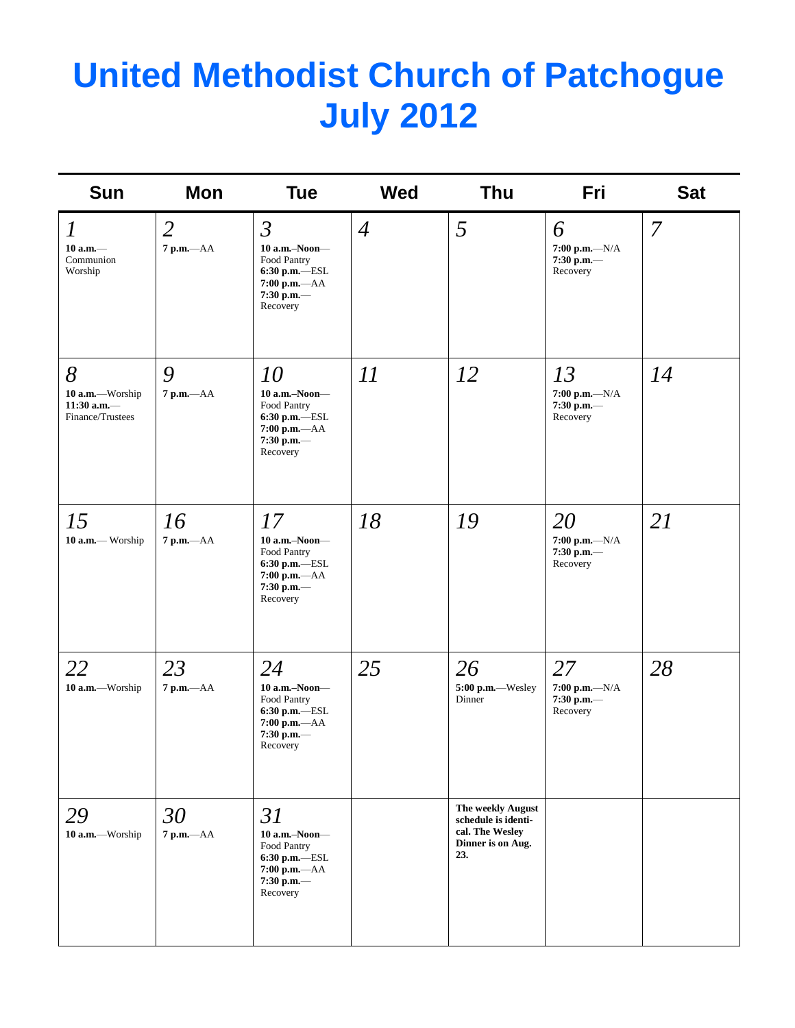# United Methodist Church of Patchogue July 2012

| Sun | Mon | Tue | Wed | Thu | Fri | Sat |
|---|---|---|---|---|---|---|
| *1* **10 a.m.**—Communion Worship | *2* **7 p.m.**—AA | *3* **10 a.m.–Noon**—Food Pantry **6:30 p.m.**—ESL **7:00 p.m.**—AA **7:30 p.m.**—Recovery | *4* | *5* | *6* **7:00 p.m.**—N/A **7:30 p.m.**—Recovery | *7* |
| *8* **10 a.m.**—Worship **11:30 a.m.**—Finance/Trustees | *9* **7 p.m.**—AA | *10* **10 a.m.–Noon**—Food Pantry **6:30 p.m.**—ESL **7:00 p.m.**—AA **7:30 p.m.**—Recovery | *11* | *12* | *13* **7:00 p.m.**—N/A **7:30 p.m.**—Recovery | *14* |
| *15* **10 a.m.**— Worship | *16* **7 p.m.**—AA | *17* **10 a.m.–Noon**—Food Pantry **6:30 p.m.**—ESL **7:00 p.m.**—AA **7:30 p.m.**—Recovery | *18* | *19* | *20* **7:00 p.m.**—N/A **7:30 p.m.**—Recovery | *21* |
| *22* **10 a.m.**—Worship | *23* **7 p.m.**—AA | *24* **10 a.m.–Noon**—Food Pantry **6:30 p.m.**—ESL **7:00 p.m.**—AA **7:30 p.m.**—Recovery | *25* | *26* **5:00 p.m.**—Wesley Dinner | *27* **7:00 p.m.**—N/A **7:30 p.m.**—Recovery | *28* |
| *29* **10 a.m.**—Worship | *30* **7 p.m.**—AA | *31* **10 a.m.–Noon**—Food Pantry **6:30 p.m.**—ESL **7:00 p.m.**—AA **7:30 p.m.**—Recovery | | **The weekly August schedule is identical. The Wesley Dinner is on Aug. 23.** | | |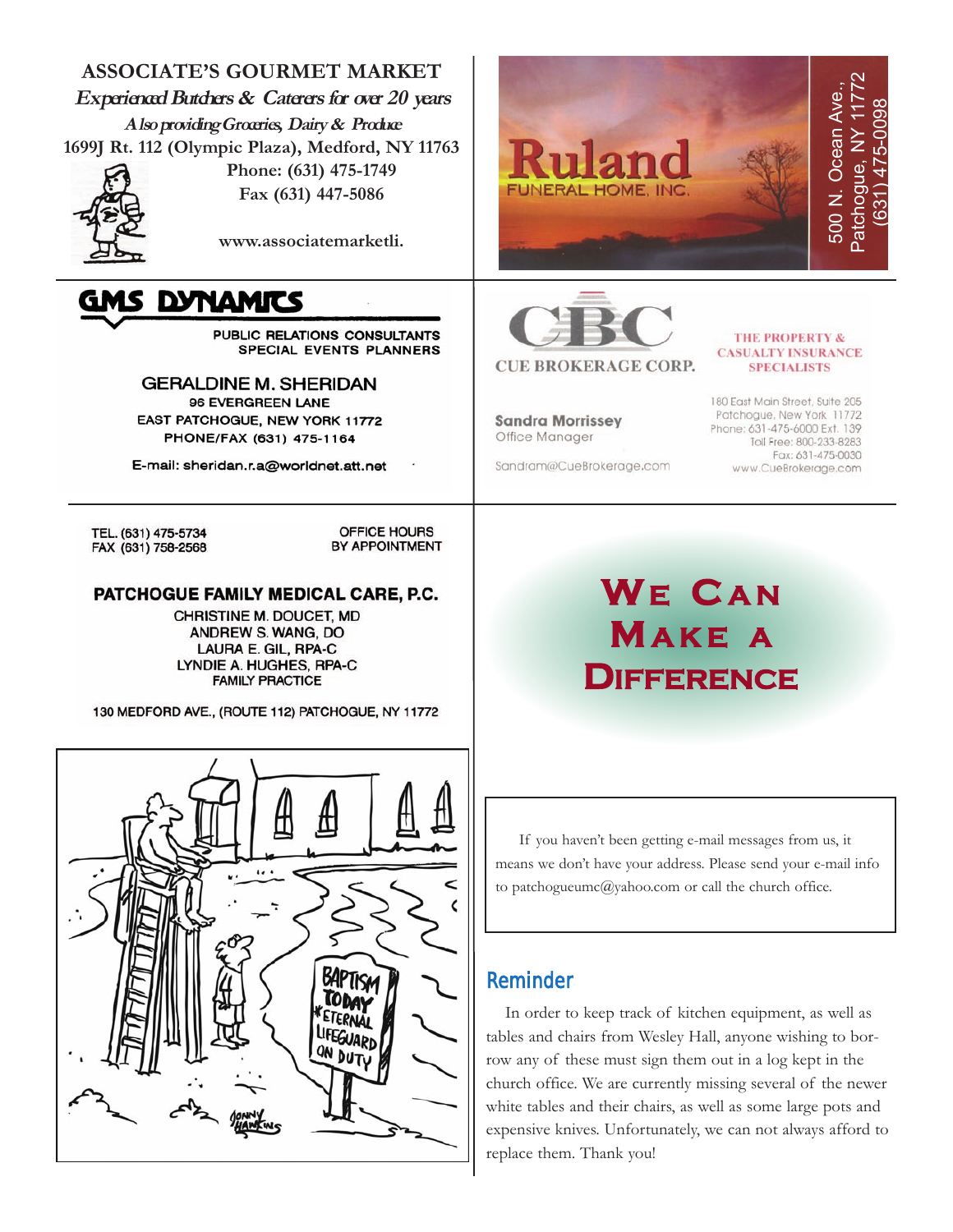**ASSOCIATE'S GOURMET MARKET**

*Experienced Butchers & Caterers for over 20 years*

*Also providing Groceries, Dairy & Produce*

1699J Rt. 112 (Olympic Plaza), Medford, NY 11763

Phone: (631) 475-1749

Fax (631) 447-5086

www.associatemarketli.

**Ruland**

FUNERAL HOME, INC.

500 N. Ocean Ave., Patchogue, NY 11772 (631) 475-0098

**GMS DYNAMICS**

PUBLIC RELATIONS CONSULTANTS
SPECIAL EVENTS PLANNERS

GERALDINE M. SHERIDAN
96 EVERGREEN LANE
EAST PATCHOGUE, NEW YORK 11772
PHONE/FAX (631) 475-1164

E-mail: sheridan.r.a@worldnet.att.net

**CBC**

CUE BROKERAGE CORP.

THE PROPERTY & CASUALTY INSURANCE SPECIALISTS

**Sandra Morrissey**
Office Manager

Sandram@CueBrokerage.com

180 East Main Street, Suite 205
Patchogue, New York 11772
Phone: 631-475-6000 Ext. 139
Toll Free: 800-233-8283
Fax: 631-475-0030
www.CueBrokerage.com

TEL. (631) 475-5734
FAX (631) 758-2568

OFFICE HOURS BY APPOINTMENT

**PATCHOGUE FAMILY MEDICAL CARE, P.C.**

CHRISTINE M. DOUCET, MD
ANDREW S. WANG, DO
LAURA E. GIL, RPA-C
LYNDIE A. HUGHES, RPA-C
FAMILY PRACTICE

130 MEDFORD AVE., (ROUTE 112) PATCHOGUE, NY 11772

# We Can Make a Difference

If you haven't been getting e-mail messages from us, it means we don't have your address. Please send your e-mail info to patchogueumc@yahoo.com or call the church office.

## Reminder

In order to keep track of kitchen equipment, as well as tables and chairs from Wesley Hall, anyone wishing to borrow any of these must sign them out in a log kept in the church office. We are currently missing several of the newer white tables and their chairs, as well as some large pots and expensive knives. Unfortunately, we can not always afford to replace them. Thank you!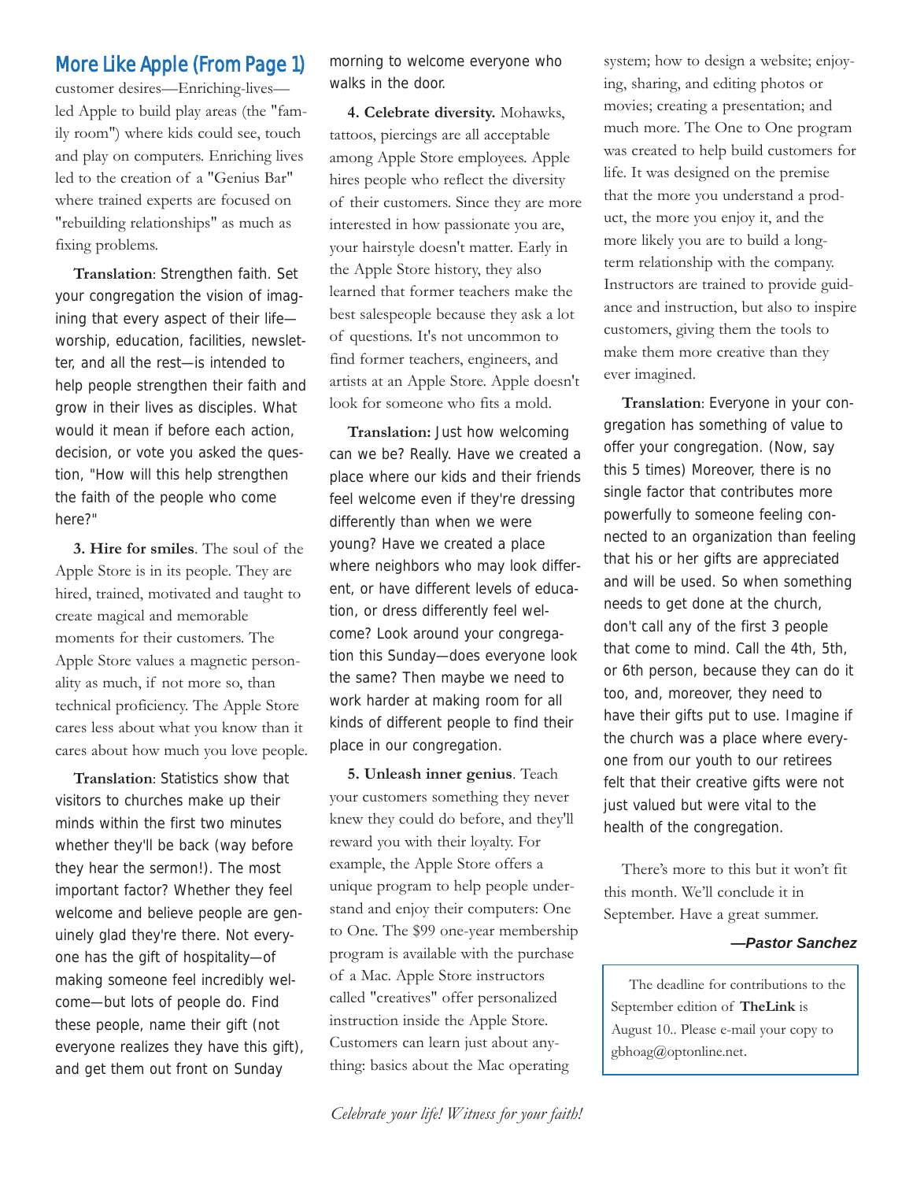## More Like Apple (From Page 1)

customer desires—Enriching-lives—led Apple to build play areas (the "family room") where kids could see, touch and play on computers. Enriching lives led to the creation of a "Genius Bar" where trained experts are focused on "rebuilding relationships" as much as fixing problems.

**Translation**: Strengthen faith. Set your congregation the vision of imagining that every aspect of their life—worship, education, facilities, newsletter, and all the rest—is intended to help people strengthen their faith and grow in their lives as disciples. What would it mean if before each action, decision, or vote you asked the question, "How will this help strengthen the faith of the people who come here?"

**3. Hire for smiles**. The soul of the Apple Store is in its people. They are hired, trained, motivated and taught to create magical and memorable moments for their customers. The Apple Store values a magnetic personality as much, if not more so, than technical proficiency. The Apple Store cares less about what you know than it cares about how much you love people.

**Translation**: Statistics show that visitors to churches make up their minds within the first two minutes whether they'll be back (way before they hear the sermon!). The most important factor? Whether they feel welcome and believe people are genuinely glad they're there. Not everyone has the gift of hospitality—of making someone feel incredibly welcome—but lots of people do. Find these people, name their gift (not everyone realizes they have this gift), and get them out front on Sunday morning to welcome everyone who walks in the door.

**4. Celebrate diversity.** Mohawks, tattoos, piercings are all acceptable among Apple Store employees. Apple hires people who reflect the diversity of their customers. Since they are more interested in how passionate you are, your hairstyle doesn't matter. Early in the Apple Store history, they also learned that former teachers make the best salespeople because they ask a lot of questions. It's not uncommon to find former teachers, engineers, and artists at an Apple Store. Apple doesn't look for someone who fits a mold.

**Translation:** Just how welcoming can we be? Really. Have we created a place where our kids and their friends feel welcome even if they're dressing differently than when we were young? Have we created a place where neighbors who may look different, or have different levels of education, or dress differently feel welcome? Look around your congregation this Sunday—does everyone look the same? Then maybe we need to work harder at making room for all kinds of different people to find their place in our congregation.

**5. Unleash inner genius**. Teach your customers something they never knew they could do before, and they'll reward you with their loyalty. For example, the Apple Store offers a unique program to help people understand and enjoy their computers: One to One. The $99 one-year membership program is available with the purchase of a Mac. Apple Store instructors called "creatives" offer personalized instruction inside the Apple Store. Customers can learn just about anything: basics about the Mac operating system; how to design a website; enjoying, sharing, and editing photos or movies; creating a presentation; and much more. The One to One program was created to help build customers for life. It was designed on the premise that the more you understand a product, the more you enjoy it, and the more likely you are to build a long-term relationship with the company. Instructors are trained to provide guidance and instruction, but also to inspire customers, giving them the tools to make them more creative than they ever imagined.

**Translation**: Everyone in your congregation has something of value to offer your congregation. (Now, say this 5 times) Moreover, there is no single factor that contributes more powerfully to someone feeling connected to an organization than feeling that his or her gifts are appreciated and will be used. So when something needs to get done at the church, don't call any of the first 3 people that come to mind. Call the 4th, 5th, or 6th person, because they can do it too, and, moreover, they need to have their gifts put to use. Imagine if the church was a place where everyone from our youth to our retirees felt that their creative gifts were not just valued but were vital to the health of the congregation.

There's more to this but it won't fit this month. We'll conclude it in September. Have a great summer.

***—Pastor Sanchez***

The deadline for contributions to the September edition of **TheLink** is August 10.. Please e-mail your copy to gbhoag@optonline.net.

*Celebrate your life! Witness for your faith!*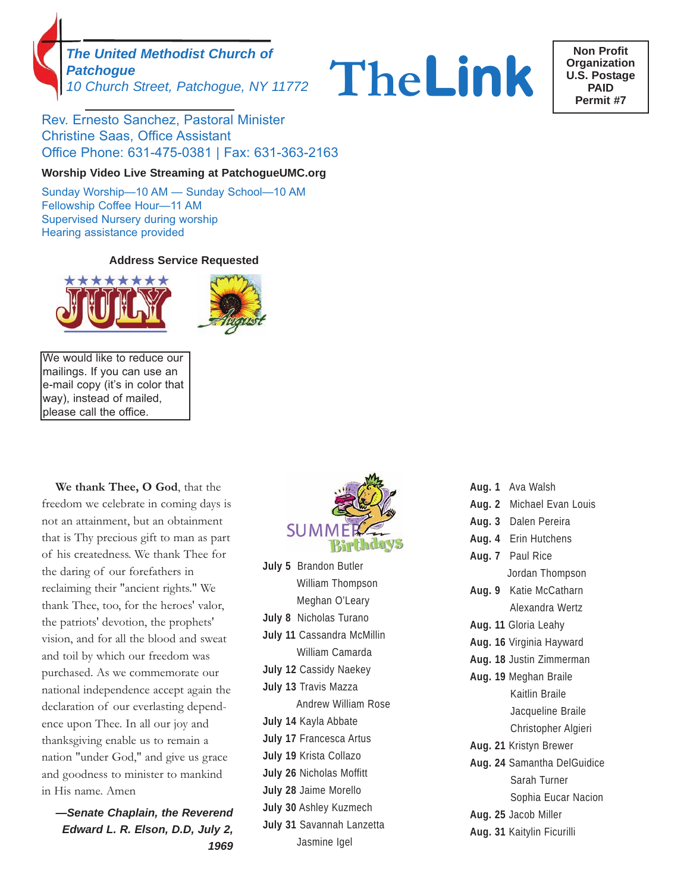*The United Methodist Church of Patchogue*
*10 Church Street, Patchogue, NY 11772*

# The Link

**Non Profit Organization U.S. Postage PAID Permit #7**

Rev. Ernesto Sanchez, Pastoral Minister
Christine Saas, Office Assistant
Office Phone: 631-475-0381 | Fax: 631-363-2163

**Worship Video Live Streaming at PatchogueUMC.org**

Sunday Worship—10 AM — Sunday School—10 AM
Fellowship Coffee Hour—11 AM
Supervised Nursery during worship
Hearing assistance provided

**Address Service Requested**

JULY

August

We would like to reduce our mailings. If you can use an e-mail copy (it's in color that way), instead of mailed, please call the office.

**We thank Thee, O God**, that the freedom we celebrate in coming days is not an attainment, but an obtainment that is Thy precious gift to man as part of his createdness. We thank Thee for the daring of our forefathers in reclaiming their "ancient rights." We thank Thee, too, for the heroes' valor, the patriots' devotion, the prophets' vision, and for all the blood and sweat and toil by which our freedom was purchased. As we commemorate our national independence accept again the declaration of our everlasting dependence upon Thee. In all our joy and thanksgiving enable us to remain a nation "under God," and give us grace and goodness to minister to mankind in His name. Amen

***—Senate Chaplain, the Reverend Edward L. R. Elson, D.D, July 2, 1969***

## SUMMER Birthdays

**July 5** Brandon Butler
William Thompson
Meghan O'Leary
**July 8** Nicholas Turano
**July 11** Cassandra McMillin
William Camarda
**July 12** Cassidy Naekey
**July 13** Travis Mazza
Andrew William Rose
**July 14** Kayla Abbate
**July 17** Francesca Artus
**July 19** Krista Collazo
**July 26** Nicholas Moffitt
**July 28** Jaime Morello
**July 30** Ashley Kuzmech
**July 31** Savannah Lanzetta
Jasmine Igel

**Aug. 1** Ava Walsh
**Aug. 2** Michael Evan Louis
**Aug. 3** Dalen Pereira
**Aug. 4** Erin Hutchens
**Aug. 7** Paul Rice
Jordan Thompson
**Aug. 9** Katie McCatharn
Alexandra Wertz
**Aug. 11** Gloria Leahy
**Aug. 16** Virginia Hayward
**Aug. 18** Justin Zimmerman
**Aug. 19** Meghan Braile
Kaitlin Braile
Jacqueline Braile
Christopher Algieri
**Aug. 21** Kristyn Brewer
**Aug. 24** Samantha DelGuidice
Sarah Turner
Sophia Eucar Nacion
**Aug. 25** Jacob Miller
**Aug. 31** Kaitylin Ficurilli